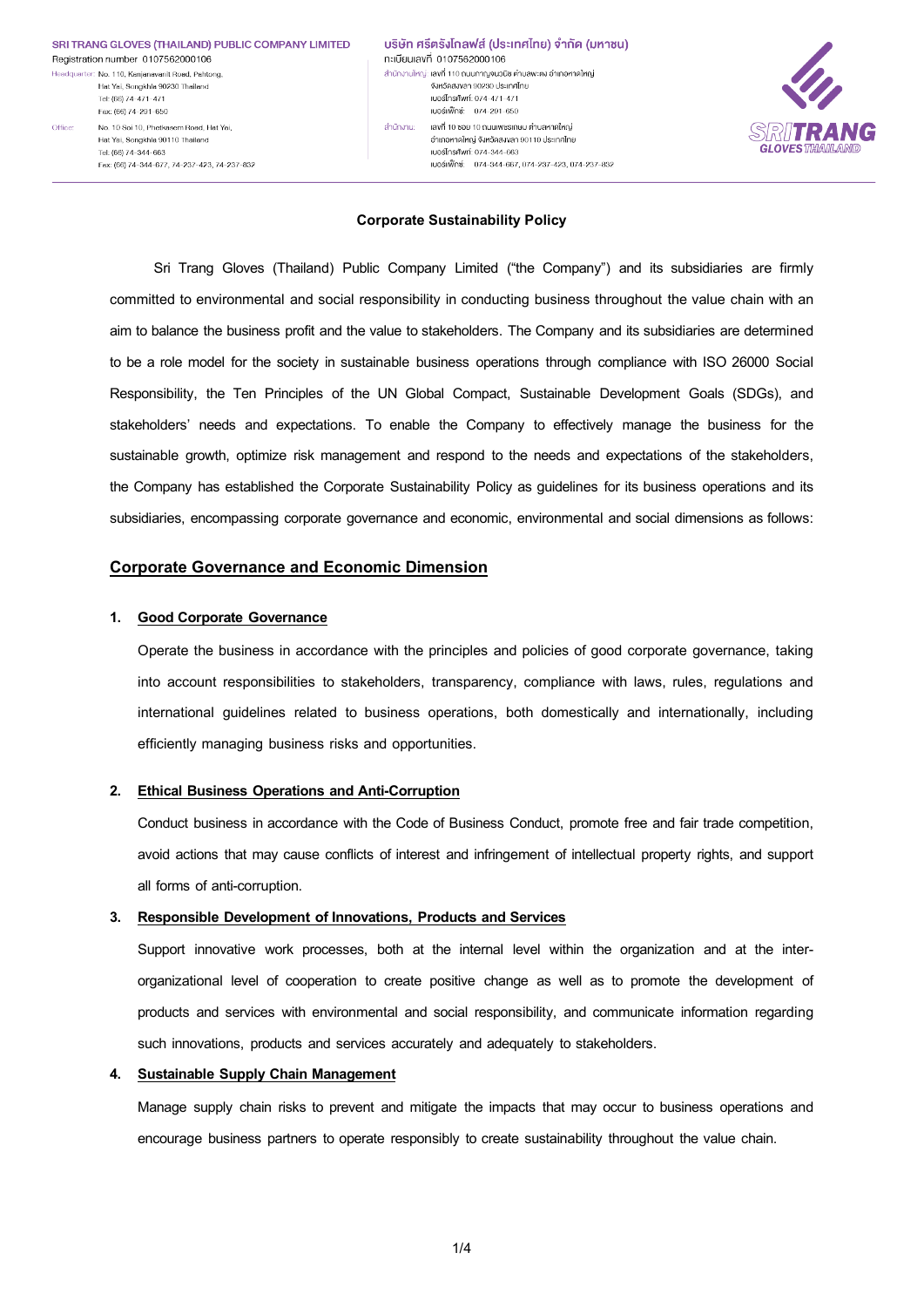SRI TRANG GLOVES (THAILAND) PUBLIC COMPANY LIMITED
Registration number 0107562000106
Headquarter: No. 110, Kanjanavanit Road, Pahtong, Hat Yai, Songkhla 90230 Thailand
Tel: (66) 74-471-471
Fax: (66) 74-291-650
Office: No. 10 Soi 10, Phetkasem Road, Hat Yai, Hat Yai, Songkhla 90110 Thailand
Tel: (66) 74-344-663
Fax: (66) 74-344-677, 74-237-423, 74-237-832

บริษัท ศรีตรังโกลฟส์ (ประเทศไทย) จำกัด (มหาชน)
ทะเบียนเลขที่ 0107562000106
สำนักงานใหญ่: เลขที่ 110 ถนนกาญจนวนิช ตำบลพะตง อำเภอหาดใหญ่ จังหวัดสงขลา 90230 ประเทศไทย
เบอร์โทรศัพท์: 074-471-471
เบอร์แฟ็กซ์: 074-291-650
สำนักงาน: เลขที่ 10 ซอย 10 ถนนเพชรเกษม ตำบลหาดใหญ่ อำเภอหาดใหญ่ จังหวัดสงขลา 90110 ประเทศไทย
เบอร์โทรศัพท์: 074-344-663
เบอร์แฟ็กซ์: 074-344-667, 074-237-423, 074-237-832

SRITRANG GLOVES THAILAND

**Corporate Sustainability Policy**

Sri Trang Gloves (Thailand) Public Company Limited ("the Company") and its subsidiaries are firmly committed to environmental and social responsibility in conducting business throughout the value chain with an aim to balance the business profit and the value to stakeholders. The Company and its subsidiaries are determined to be a role model for the society in sustainable business operations through compliance with ISO 26000 Social Responsibility, the Ten Principles of the UN Global Compact, Sustainable Development Goals (SDGs), and stakeholders' needs and expectations. To enable the Company to effectively manage the business for the sustainable growth, optimize risk management and respond to the needs and expectations of the stakeholders, the Company has established the Corporate Sustainability Policy as guidelines for its business operations and its subsidiaries, encompassing corporate governance and economic, environmental and social dimensions as follows:

## Corporate Governance and Economic Dimension

1. **Good Corporate Governance**

   Operate the business in accordance with the principles and policies of good corporate governance, taking into account responsibilities to stakeholders, transparency, compliance with laws, rules, regulations and international guidelines related to business operations, both domestically and internationally, including efficiently managing business risks and opportunities.

2. **Ethical Business Operations and Anti-Corruption**

   Conduct business in accordance with the Code of Business Conduct, promote free and fair trade competition, avoid actions that may cause conflicts of interest and infringement of intellectual property rights, and support all forms of anti-corruption.

3. **Responsible Development of Innovations, Products and Services**

   Support innovative work processes, both at the internal level within the organization and at the inter-organizational level of cooperation to create positive change as well as to promote the development of products and services with environmental and social responsibility, and communicate information regarding such innovations, products and services accurately and adequately to stakeholders.

4. **Sustainable Supply Chain Management**

   Manage supply chain risks to prevent and mitigate the impacts that may occur to business operations and encourage business partners to operate responsibly to create sustainability throughout the value chain.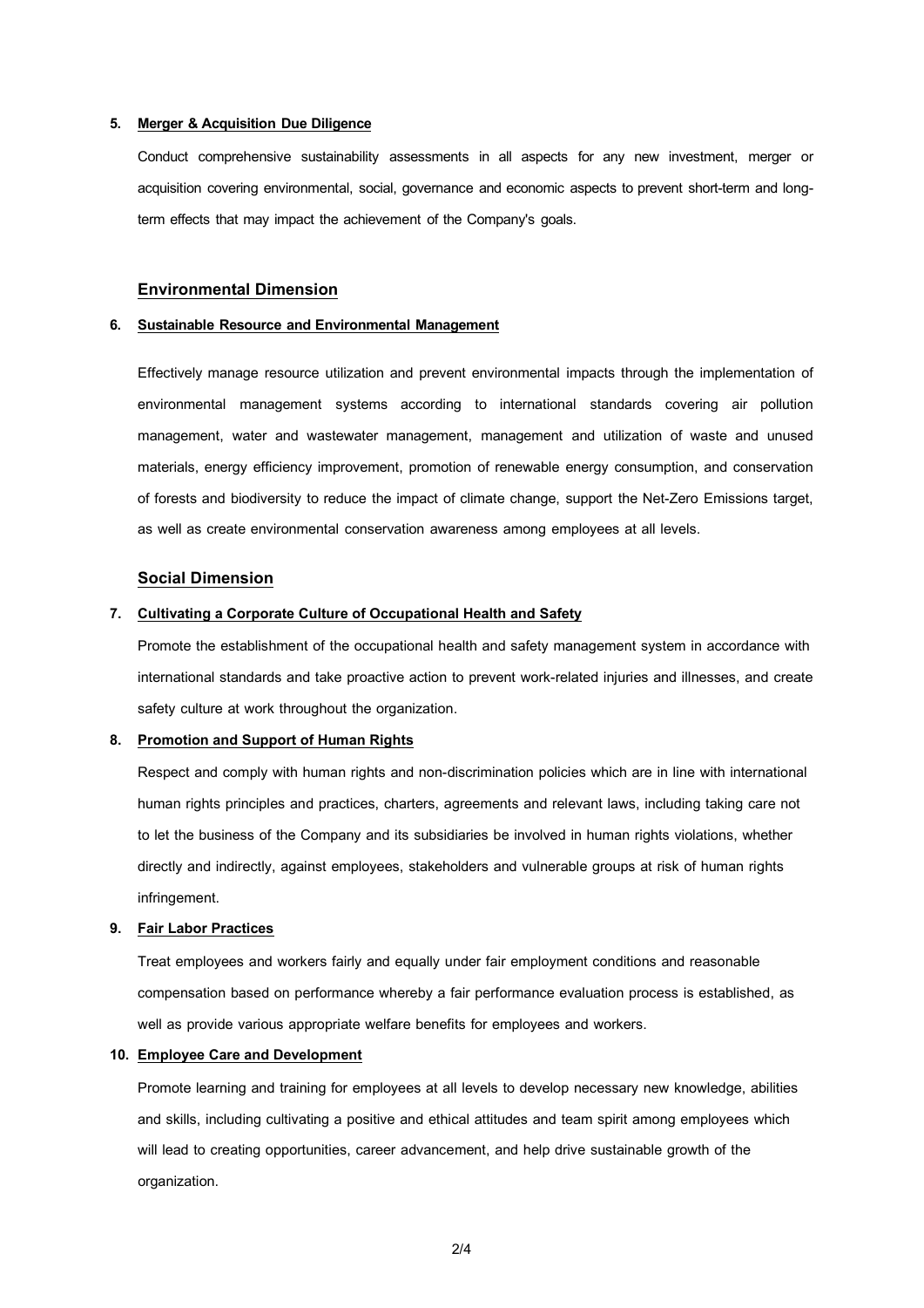**5. Merger & Acquisition Due Diligence**

Conduct comprehensive sustainability assessments in all aspects for any new investment, merger or acquisition covering environmental, social, governance and economic aspects to prevent short-term and long-term effects that may impact the achievement of the Company's goals.

## Environmental Dimension

**6. Sustainable Resource and Environmental Management**

Effectively manage resource utilization and prevent environmental impacts through the implementation of environmental management systems according to international standards covering air pollution management, water and wastewater management, management and utilization of waste and unused materials, energy efficiency improvement, promotion of renewable energy consumption, and conservation of forests and biodiversity to reduce the impact of climate change, support the Net-Zero Emissions target, as well as create environmental conservation awareness among employees at all levels.

## Social Dimension

**7. Cultivating a Corporate Culture of Occupational Health and Safety**

Promote the establishment of the occupational health and safety management system in accordance with international standards and take proactive action to prevent work-related injuries and illnesses, and create safety culture at work throughout the organization.

**8. Promotion and Support of Human Rights**

Respect and comply with human rights and non-discrimination policies which are in line with international human rights principles and practices, charters, agreements and relevant laws, including taking care not to let the business of the Company and its subsidiaries be involved in human rights violations, whether directly and indirectly, against employees, stakeholders and vulnerable groups at risk of human rights infringement.

**9. Fair Labor Practices**

Treat employees and workers fairly and equally under fair employment conditions and reasonable compensation based on performance whereby a fair performance evaluation process is established, as well as provide various appropriate welfare benefits for employees and workers.

**10. Employee Care and Development**

Promote learning and training for employees at all levels to develop necessary new knowledge, abilities and skills, including cultivating a positive and ethical attitudes and team spirit among employees which will lead to creating opportunities, career advancement, and help drive sustainable growth of the organization.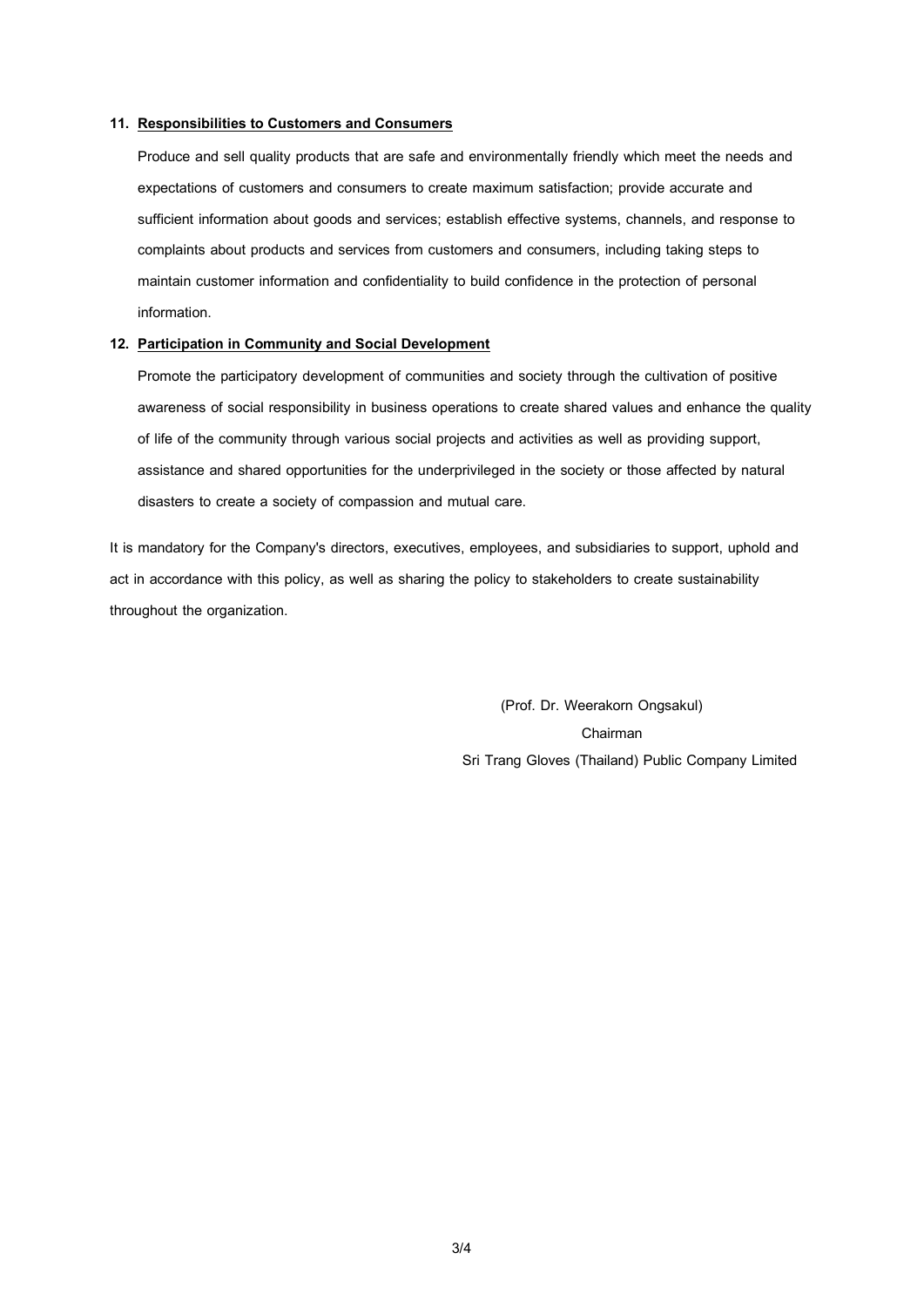**11. Responsibilities to Customers and Consumers**

Produce and sell quality products that are safe and environmentally friendly which meet the needs and expectations of customers and consumers to create maximum satisfaction; provide accurate and sufficient information about goods and services; establish effective systems, channels, and response to complaints about products and services from customers and consumers, including taking steps to maintain customer information and confidentiality to build confidence in the protection of personal information.

**12. Participation in Community and Social Development**

Promote the participatory development of communities and society through the cultivation of positive awareness of social responsibility in business operations to create shared values and enhance the quality of life of the community through various social projects and activities as well as providing support, assistance and shared opportunities for the underprivileged in the society or those affected by natural disasters to create a society of compassion and mutual care.

It is mandatory for the Company's directors, executives, employees, and subsidiaries to support, uphold and act in accordance with this policy, as well as sharing the policy to stakeholders to create sustainability throughout the organization.

(Prof. Dr. Weerakorn Ongsakul)

Chairman

Sri Trang Gloves (Thailand) Public Company Limited